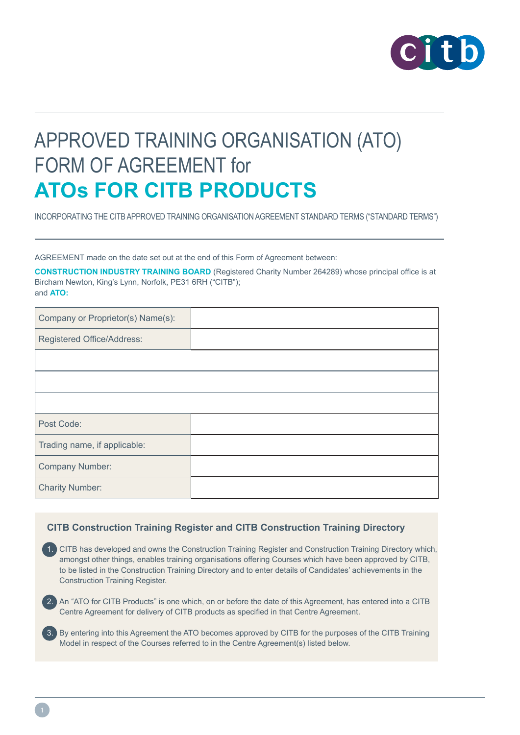# APPROVED TRAINING ORGANISATION (ATO) FORM OF AGREEMENT for **ATOs FOR CITB PRODUCTS**

INCORPORATING THE CITB APPROVED TRAINING ORGANISATION AGREEMENT STANDARD TERMS ("STANDARD TERMS")

AGREEMENT made on the date set out at the end of this Form of Agreement between:

**CONSTRUCTION INDUSTRY TRAINING BOARD** (Registered Charity Number 264289) whose principal office is at Bircham Newton, King's Lynn, Norfolk, PE31 6RH ("CITB");
and **ATO:**

| | |
|---|---|
| Company or Proprietor(s) Name(s): | |
| Registered Office/Address: | |
| | |
| | |
| | |
| Post Code: | |
| Trading name, if applicable: | |
| Company Number: | |
| Charity Number: | |

### CITB Construction Training Register and CITB Construction Training Directory

1. CITB has developed and owns the Construction Training Register and Construction Training Directory which, amongst other things, enables training organisations offering Courses which have been approved by CITB, to be listed in the Construction Training Directory and to enter details of Candidates' achievements in the Construction Training Register.

2. An "ATO for CITB Products" is one which, on or before the date of this Agreement, has entered into a CITB Centre Agreement for delivery of CITB products as specified in that Centre Agreement.

3. By entering into this Agreement the ATO becomes approved by CITB for the purposes of the CITB Training Model in respect of the Courses referred to in the Centre Agreement(s) listed below.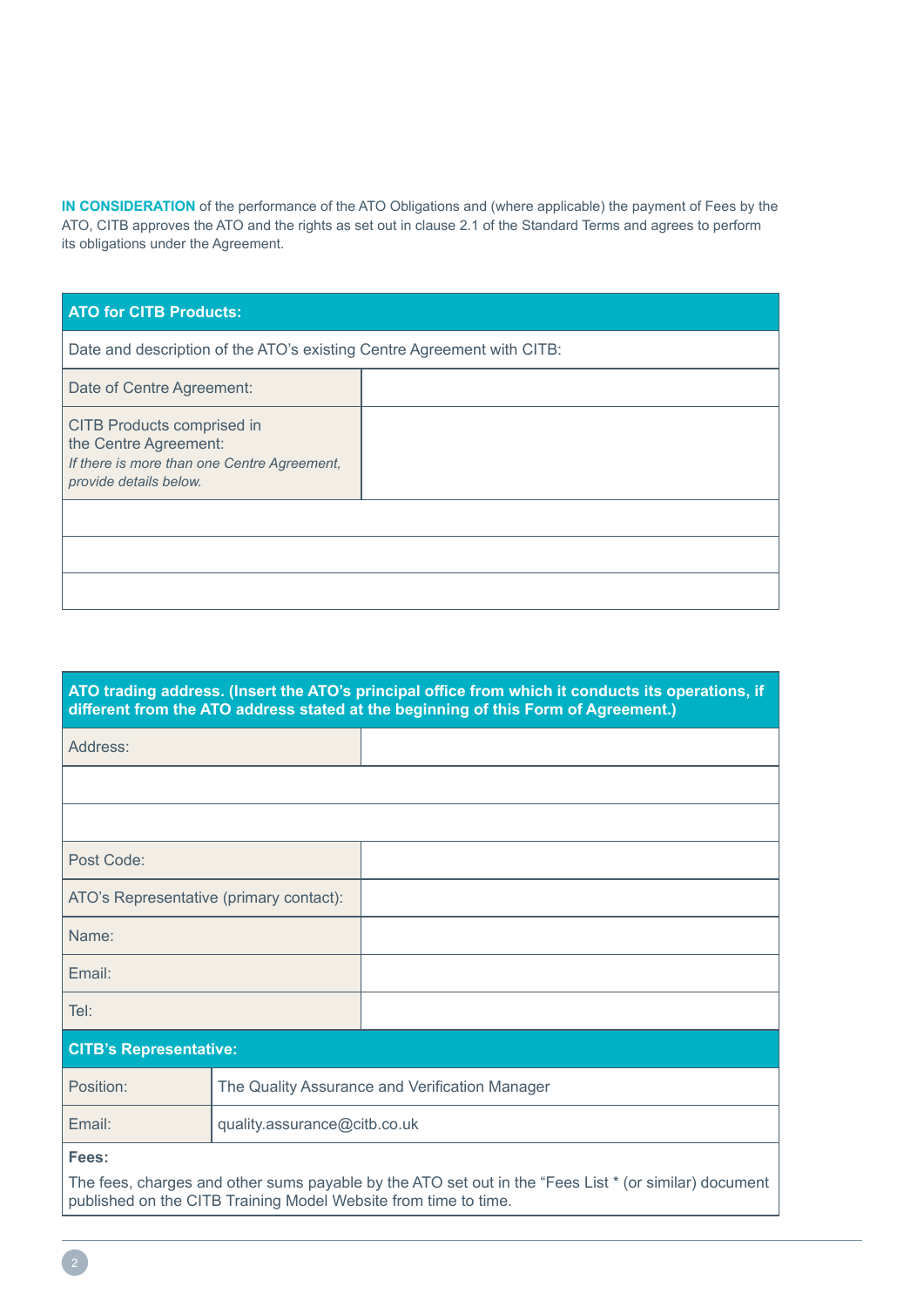**IN CONSIDERATION** of the performance of the ATO Obligations and (where applicable) the payment of Fees by the ATO, CITB approves the ATO and the rights as set out in clause 2.1 of the Standard Terms and agrees to perform its obligations under the Agreement.

| **ATO for CITB Products:** | |
|---|---|
| Date and description of the ATO's existing Centre Agreement with CITB: | |
| Date of Centre Agreement: | |
| CITB Products comprised in the Centre Agreement: *If there is more than one Centre Agreement, provide details below.* | |
| | |
| | |
| | |

| **ATO trading address. (Insert the ATO's principal office from which it conducts its operations, if different from the ATO address stated at the beginning of this Form of Agreement.)** | |
|---|---|
| Address: | |
| | |
| | |
| Post Code: | |
| ATO's Representative (primary contact): | |
| Name: | |
| Email: | |
| Tel: | |
| **CITB's Representative:** | |
| Position: | The Quality Assurance and Verification Manager |
| Email: | quality.assurance@citb.co.uk |
| **Fees:** The fees, charges and other sums payable by the ATO set out in the "Fees List * (or similar) document published on the CITB Training Model Website from time to time. | |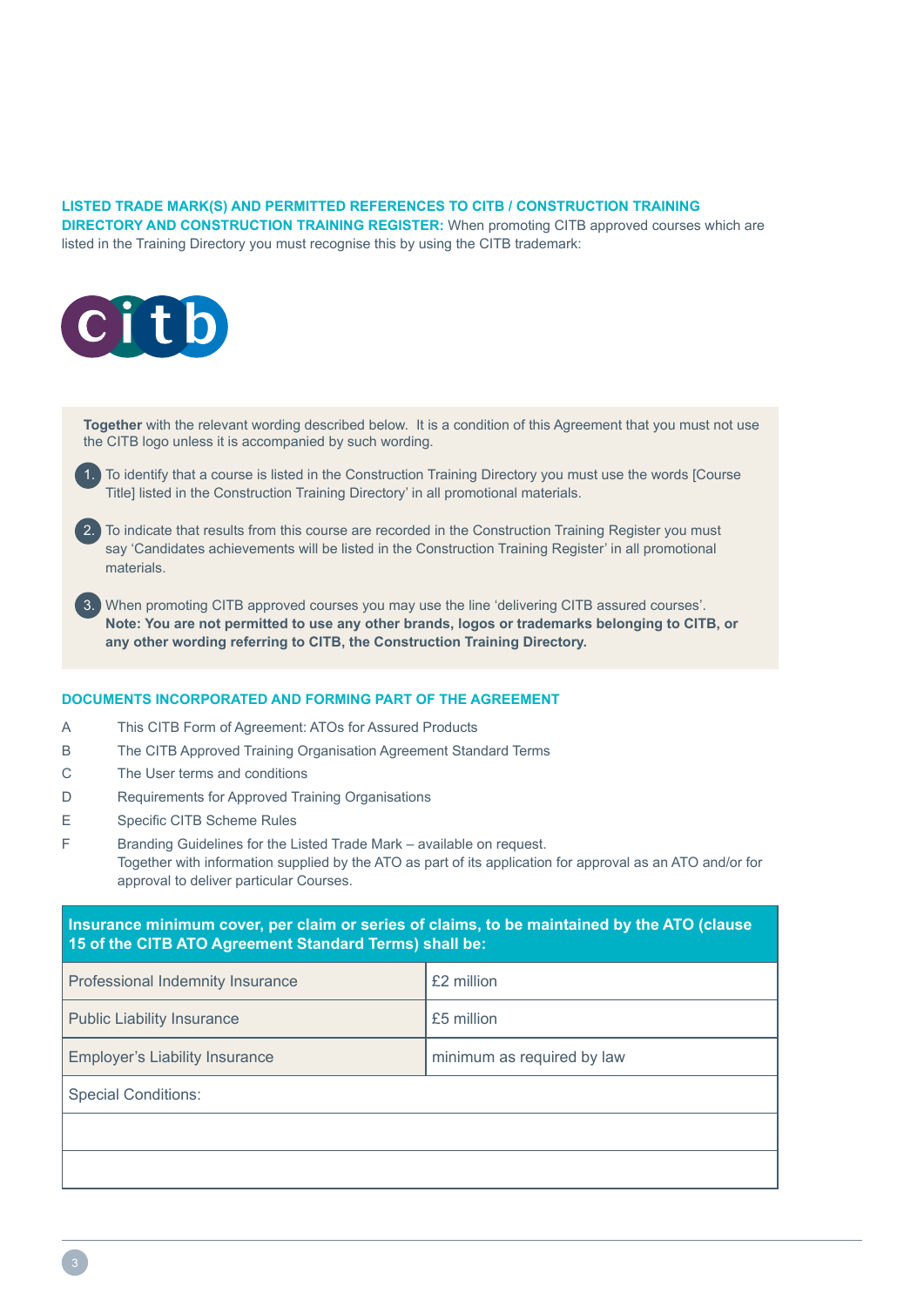**LISTED TRADE MARK(S) AND PERMITTED REFERENCES TO CITB / CONSTRUCTION TRAINING DIRECTORY AND CONSTRUCTION TRAINING REGISTER:** When promoting CITB approved courses which are listed in the Training Directory you must recognise this by using the CITB trademark:

**Together** with the relevant wording described below. It is a condition of this Agreement that you must not use the CITB logo unless it is accompanied by such wording.

1. To identify that a course is listed in the Construction Training Directory you must use the words [Course Title] listed in the Construction Training Directory' in all promotional materials.
2. To indicate that results from this course are recorded in the Construction Training Register you must say 'Candidates achievements will be listed in the Construction Training Register' in all promotional materials.
3. When promoting CITB approved courses you may use the line 'delivering CITB assured courses'. **Note: You are not permitted to use any other brands, logos or trademarks belonging to CITB, or any other wording referring to CITB, the Construction Training Directory.**

## DOCUMENTS INCORPORATED AND FORMING PART OF THE AGREEMENT

A This CITB Form of Agreement: ATOs for Assured Products

B The CITB Approved Training Organisation Agreement Standard Terms

C The User terms and conditions

D Requirements for Approved Training Organisations

E Specific CITB Scheme Rules

F Branding Guidelines for the Listed Trade Mark – available on request.
Together with information supplied by the ATO as part of its application for approval as an ATO and/or for approval to deliver particular Courses.

| **Insurance minimum cover, per claim or series of claims, to be maintained by the ATO (clause 15 of the CITB ATO Agreement Standard Terms) shall be:** | |
|---|---|
| Professional Indemnity Insurance | £2 million |
| Public Liability Insurance | £5 million |
| Employer's Liability Insurance | minimum as required by law |
| Special Conditions: | |
| | |
| | |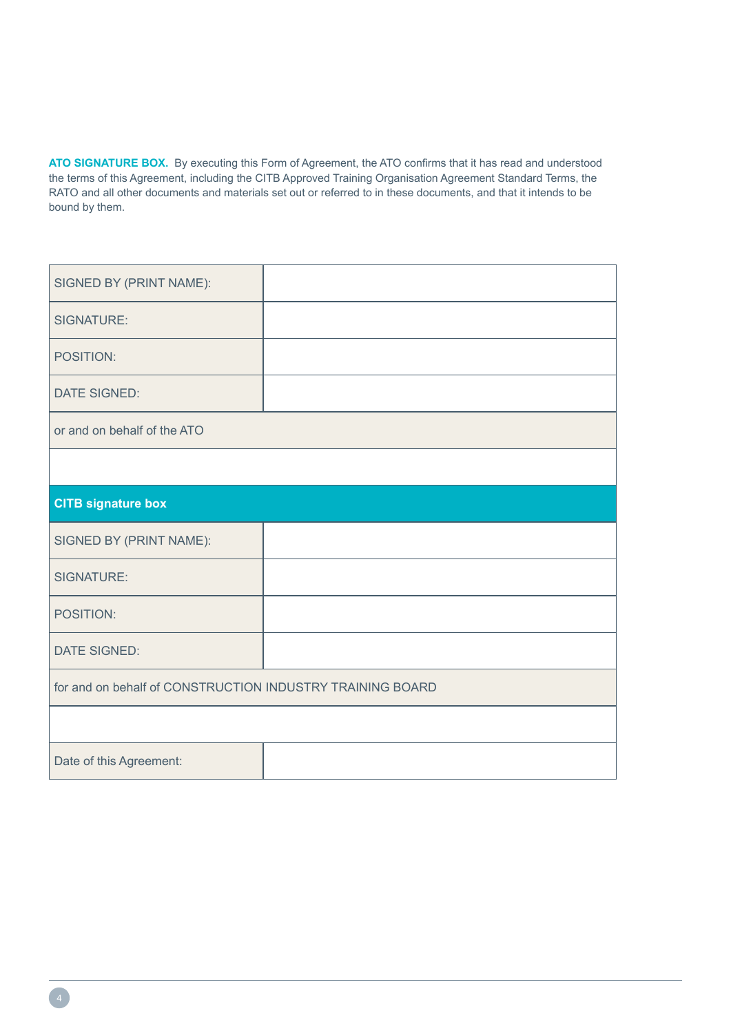**ATO SIGNATURE BOX.** By executing this Form of Agreement, the ATO confirms that it has read and understood the terms of this Agreement, including the CITB Approved Training Organisation Agreement Standard Terms, the RATO and all other documents and materials set out or referred to in these documents, and that it intends to be bound by them.

| | |
|---|---|
| SIGNED BY (PRINT NAME): | |
| SIGNATURE: | |
| POSITION: | |
| DATE SIGNED: | |
| or and on behalf of the ATO | |
| | |
| **CITB signature box** | |
| SIGNED BY (PRINT NAME): | |
| SIGNATURE: | |
| POSITION: | |
| DATE SIGNED: | |
| for and on behalf of CONSTRUCTION INDUSTRY TRAINING BOARD | |
| | |
| Date of this Agreement: | |